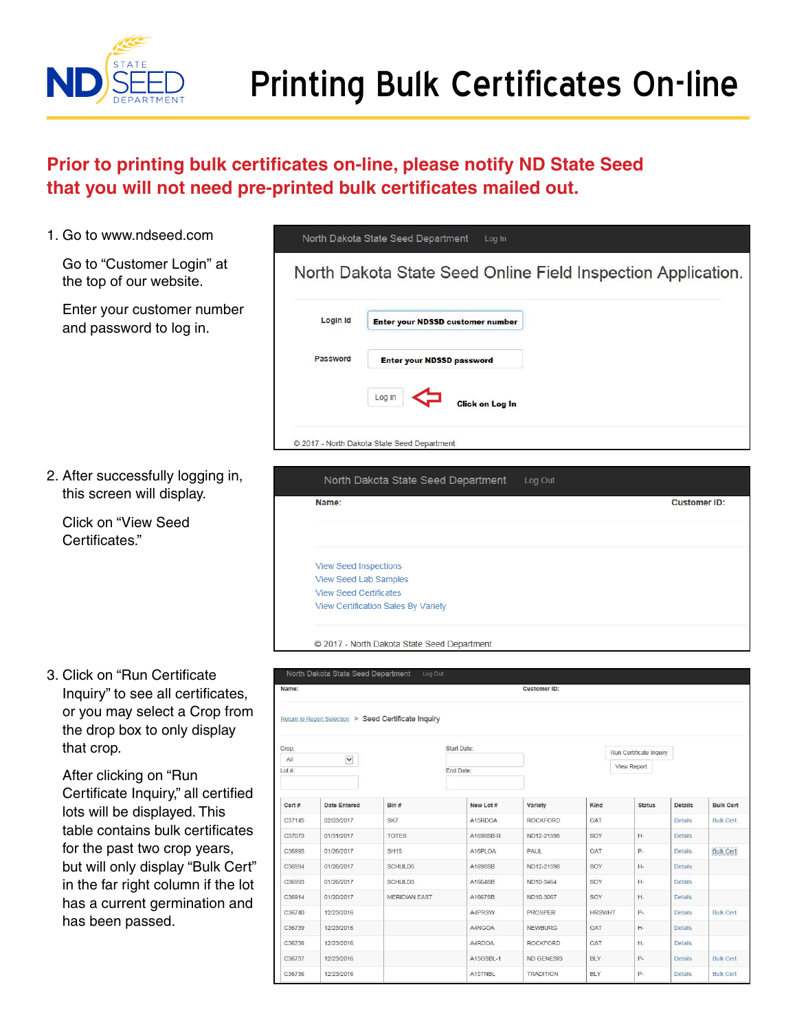# Printing Bulk Certificates On-line

**Prior to printing bulk certificates on-line, please notify ND State Seed that you will not need pre-printed bulk certificates mailed out.**

1. Go to www.ndseed.com

   Go to "Customer Login" at the top of our website.

   Enter your customer number and password to log in.

North Dakota State Seed Department    Log In

North Dakota State Seed Online Field Inspection Application.

Login Id: Enter your NDSSD customer number

Password: Enter your NDSSD password

Log In ⇐ Click on Log In

© 2017 - North Dakota State Seed Department

2. After successfully logging in, this screen will display.

   Click on "View Seed Certificates."

North Dakota State Seed Department    Log Out

Name:    Customer ID:

View Seed Inspections
View Seed Lab Samples
View Seed Certificates
View Certification Sales By Variety

© 2017 - North Dakota State Seed Department

3. Click on "Run Certificate Inquiry" to see all certificates, or you may select a Crop from the drop box to only display that crop.

   After clicking on "Run Certificate Inquiry," all certified lots will be displayed. This table contains bulk certificates for the past two crop years, but will only display "Bulk Cert" in the far right column if the lot has a current germination and has been passed.

North Dakota State Seed Department    Log Out

Name:    Customer ID:

Return to Report Selection > Seed Certificate Inquiry

Crop: All    Start Date:    Run Certificate Inquiry
Lot #:    End Date:    View Report

| Cert # | Date Entered | Bin # | New Lot # | Variety | Kind | Status | Details | Bulk Cert |
|---|---|---|---|---|---|---|---|---|
| C37145 | 02/03/2017 | SK7 | A15RDOA | ROCKFORD | OAT | | Details | Bulk Cert |
| C37073 | 01/31/2017 | TOTES | A1698SB-R | ND12-21598 | SOY | H- | Details | |
| C36995 | 01/26/2017 | SH15 | A16PLOA | PAUL | OAT | P- | Details | Bulk Cert |
| C36994 | 01/26/2017 | SCHULD5 | A1698SB | ND12-21598 | SOY | H- | Details | |
| C36993 | 01/26/2017 | SCHULD3 | A1664SB | ND10-3464 | SOY | H- | Details | |
| C36914 | 01/20/2017 | MERIDIAN EAST | A1667SB | ND10-3067 | SOY | H- | Details | |
| C36740 | 12/23/2016 | | A4PRSW | PROSPER | HRSWHT | P- | Details | Bulk Cert |
| C36739 | 12/23/2016 | | A4NGOA | NEWBURG | OAT | H- | Details | |
| C36738 | 12/23/2016 | | A4RDOA | ROCKFORD | OAT | H- | Details | |
| C36737 | 12/23/2016 | | A15GSBL-1 | ND GENESIS | BLY | P- | Details | Bulk Cert |
| C36736 | 12/23/2016 | | A15TNBL | TRADITION | BLY | P- | Details | Bulk Cert |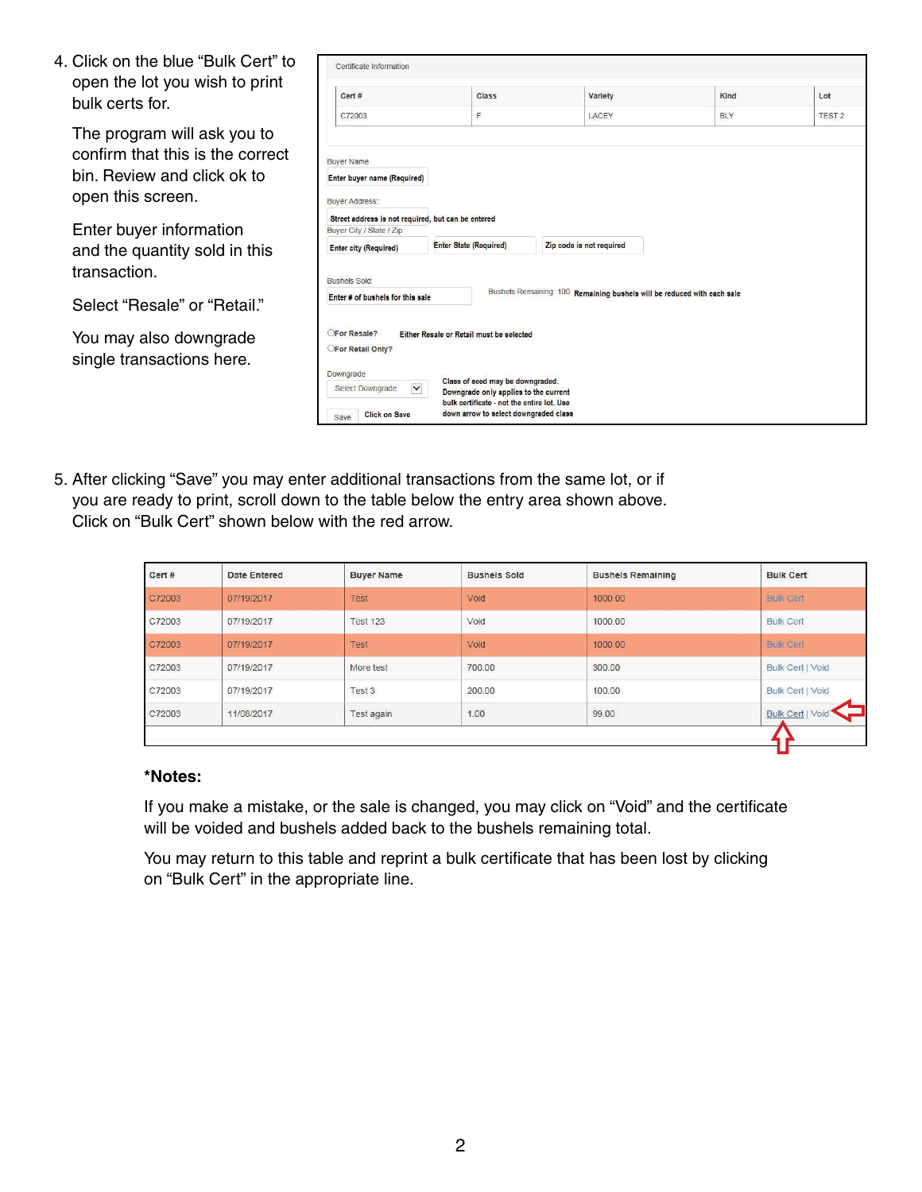4. Click on the blue "Bulk Cert" to open the lot you wish to print bulk certs for.

   The program will ask you to confirm that this is the correct bin. Review and click ok to open this screen.

   Enter buyer information and the quantity sold in this transaction.

   Select "Resale" or "Retail."

   You may also downgrade single transactions here.

Certificate Information

| Cert # | Class | Variety | Kind | Lot |
|---|---|---|---|---|
| C72003 | F | LACEY | BLY | TEST 2 |

Buyer Name

Enter buyer name (Required)

Buyer Address:

Street address is not required, but can be entered

Buyer City / State / Zip

Enter city (Required) | Enter State (Required) | Zip code is not required

Bushels Sold:

Enter # of bushels for this sale

Bushels Remaining: 100 Remaining bushels will be reduced with each sale

○For Resale? Either Resale or Retail must be selected

○For Retail Only?

Downgrade

Select Downgrade

Class of seed may be downgraded. Downgrade only applies to the current bulk certificate - not the entire lot. Use down arrow to select downgraded class

Save Click on Save

5. After clicking "Save" you may enter additional transactions from the same lot, or if you are ready to print, scroll down to the table below the entry area shown above. Click on "Bulk Cert" shown below with the red arrow.

| Cert # | Date Entered | Buyer Name | Bushels Sold | Bushels Remaining | Bulk Cert |
|---|---|---|---|---|---|
| C72003 | 07/19/2017 | Test | Void | 1000.00 | Bulk Cert |
| C72003 | 07/19/2017 | Test 123 | Void | 1000.00 | Bulk Cert |
| C72003 | 07/19/2017 | Test | Void | 1000.00 | Bulk Cert |
| C72003 | 07/19/2017 | More test | 700.00 | 300.00 | Bulk Cert \| Void |
| C72003 | 07/19/2017 | Test 3 | 200.00 | 100.00 | Bulk Cert \| Void |
| C72003 | 11/06/2017 | Test again | 1.00 | 99.00 | Bulk Cert \| Void |

**\*Notes:**

If you make a mistake, or the sale is changed, you may click on "Void" and the certificate will be voided and bushels added back to the bushels remaining total.

You may return to this table and reprint a bulk certificate that has been lost by clicking on "Bulk Cert" in the appropriate line.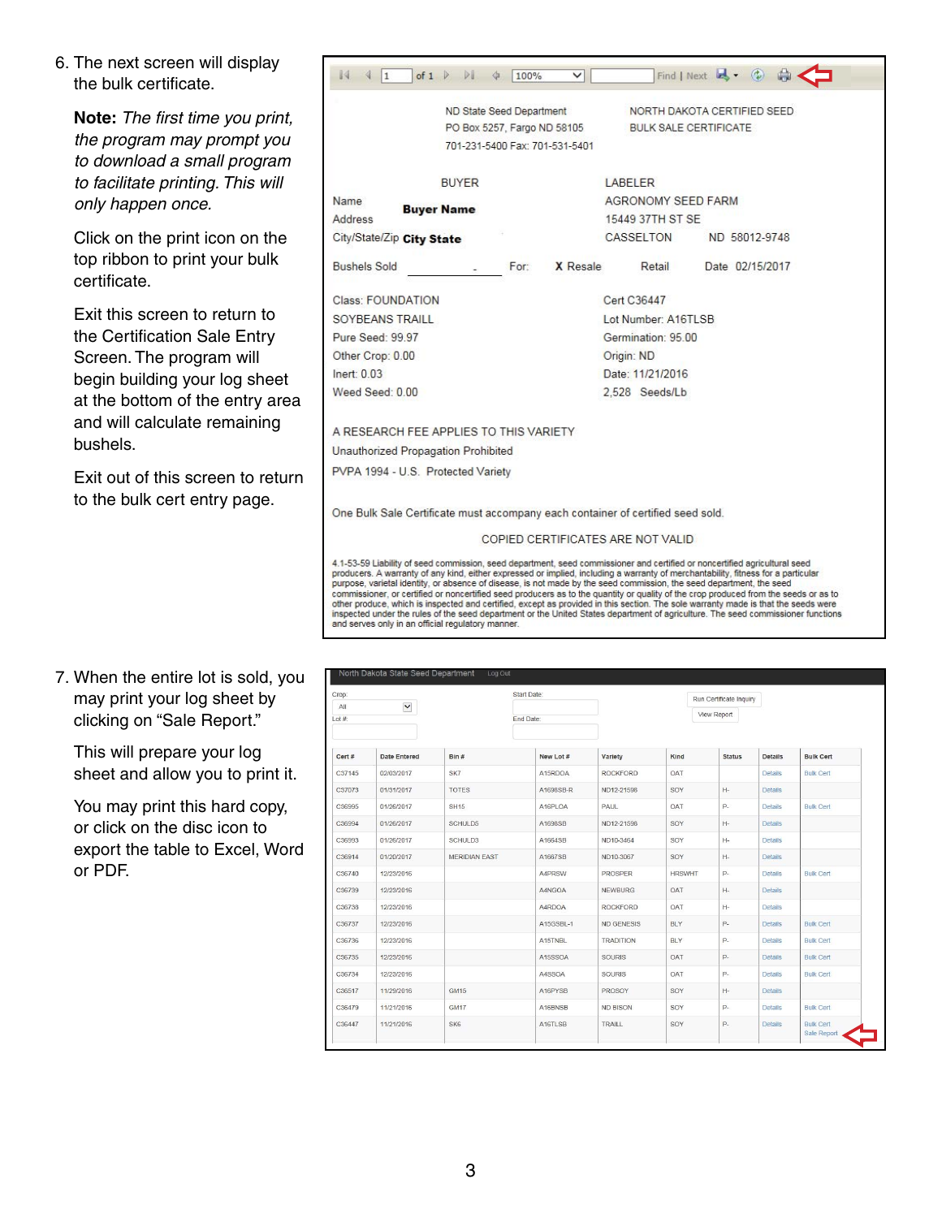6. The next screen will display the bulk certificate.

   **Note:** *The first time you print, the program may prompt you to download a small program to facilitate printing. This will only happen once.*

   Click on the print icon on the top ribbon to print your bulk certificate.

   Exit this screen to return to the Certification Sale Entry Screen. The program will begin building your log sheet at the bottom of the entry area and will calculate remaining bushels.

   Exit out of this screen to return to the bulk cert entry page.

ND State Seed Department
PO Box 5257, Fargo ND 58105
701-231-5400 Fax: 701-531-5401

NORTH DAKOTA CERTIFIED SEED
BULK SALE CERTIFICATE

BUYER
Name **Buyer Name**
Address
City/State/Zip **City State**

LABELER
AGRONOMY SEED FARM
15449 37TH ST SE
CASSELTON ND 58012-9748

Bushels Sold ______ For: X Resale Retail Date 02/15/2017

Class: FOUNDATION
SOYBEANS TRAILL
Pure Seed: 99.97
Other Crop: 0.00
Inert: 0.03
Weed Seed: 0.00

Cert C36447
Lot Number: A16TLSB
Germination: 95.00
Origin: ND
Date: 11/21/2016
2,528 Seeds/Lb

A RESEARCH FEE APPLIES TO THIS VARIETY
Unauthorized Propagation Prohibited
PVPA 1994 - U.S. Protected Variety

One Bulk Sale Certificate must accompany each container of certified seed sold.

COPIED CERTIFICATES ARE NOT VALID

4.1-53-59 Liability of seed commission, seed department, seed commissioner and certified or noncertified agricultural seed producers. A warranty of any kind, either expressed or implied, including a warranty of merchantability, fitness for a particular purpose, varietal identity, or absence of disease, is not made by the seed commission, the seed department, the seed commissioner, or certified or noncertified seed producers as to the quantity or quality of the crop produced from the seeds or as to other produce, which is inspected and certified, except as provided in this section. The sole warranty made is that the seeds were inspected under the rules of the seed department or the United States department of agriculture. The seed commissioner functions and serves only in an official regulatory manner.

7. When the entire lot is sold, you may print your log sheet by clicking on "Sale Report."

   This will prepare your log sheet and allow you to print it.

   You may print this hard copy, or click on the disc icon to export the table to Excel, Word or PDF.

| Cert # | Date Entered | Bin # | New Lot # | Variety | Kind | Status | Details | Bulk Cert |
|---|---|---|---|---|---|---|---|---|
| C37145 | 02/03/2017 | SK7 | A15RDOA | ROCKFORD | OAT | | Details | Bulk Cert |
| C37073 | 01/31/2017 | TOTES | A1698SB-R | ND12-21598 | SOY | H- | Details | |
| C36995 | 01/26/2017 | SH15 | A16PLOA | PAUL | OAT | P- | Details | Bulk Cert |
| C36994 | 01/26/2017 | SCHULD5 | A1698SB | ND12-21598 | SOY | H- | Details | |
| C36993 | 01/26/2017 | SCHULD3 | A1664SB | ND10-3464 | SOY | H- | Details | |
| C36914 | 01/20/2017 | MERIDIAN EAST | A1667SB | ND10-3067 | SOY | H- | Details | |
| C36740 | 12/23/2016 | | A4PRSW | PROSPER | HRSWHT | P- | Details | Bulk Cert |
| C36739 | 12/23/2016 | | A4NGOA | NEWBURG | OAT | H- | Details | |
| C36738 | 12/23/2016 | | A4RDOA | ROCKFORD | OAT | H- | Details | |
| C36737 | 12/23/2016 | | A15GSBL-1 | ND GENESIS | BLY | P- | Details | Bulk Cert |
| C36736 | 12/23/2016 | | A15TNBL | TRADITION | BLY | P- | Details | Bulk Cert |
| C36735 | 12/23/2016 | | A15SSOA | SOURIS | OAT | P- | Details | Bulk Cert |
| C36734 | 12/23/2016 | | A4SSOA | SOURIS | OAT | P- | Details | Bulk Cert |
| C36517 | 11/29/2016 | GM15 | A16PYSB | PROSOY | SOY | H- | Details | |
| C36479 | 11/21/2016 | GM17 | A16BNSB | ND BISON | SOY | P- | Details | Bulk Cert |
| C36447 | 11/21/2016 | SK6 | A16TLSB | TRAILL | SOY | P- | Details | Bulk Cert Sale Report |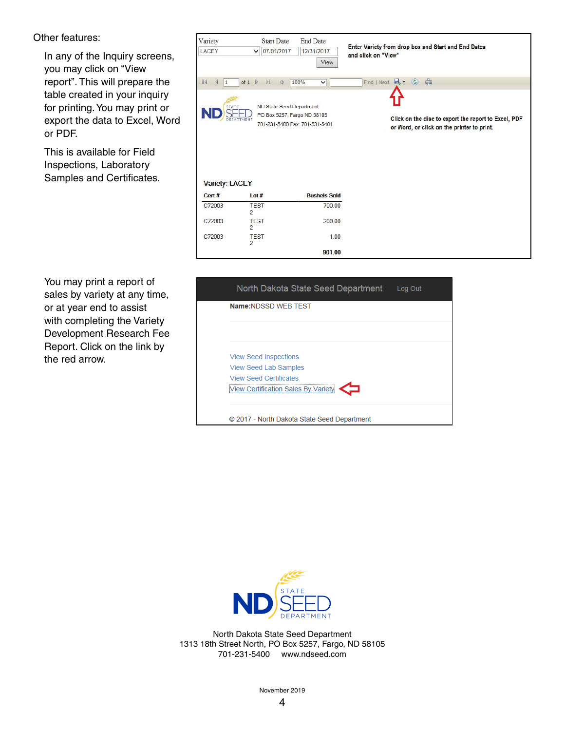Other features:

In any of the Inquiry screens, you may click on "View report". This will prepare the table created in your inquiry for printing. You may print or export the data to Excel, Word or PDF.

This is available for Field Inspections, Laboratory Samples and Certificates.

Variety: LACEY | Start Date: 07/01/2017 | End Date: 12/31/2017 | View

Enter Variety from drop box and Start and End Dates and click on "View"

Click on the disc to export the report to Excel, PDF or Word, or click on the printer to print.

ND State Seed Department
PO Box 5257, Fargo ND 58105
701-231-5400 Fax: 701-531-5401

Variety: LACEY

| Cert # | Lot # | Bushels Sold |
|---|---|---|
| C72003 | TEST 2 | 700.00 |
| C72003 | TEST 2 | 200.00 |
| C72003 | TEST 2 | 1.00 |
| | | 901.00 |

You may print a report of sales by variety at any time, or at year end to assist with completing the Variety Development Research Fee Report. Click on the link by the red arrow.

North Dakota State Seed Department | Log Out

**Name:**NDSSD WEB TEST

View Seed Inspections
View Seed Lab Samples
View Seed Certificates
View Certification Sales By Variety

© 2017 - North Dakota State Seed Department

North Dakota State Seed Department
1313 18th Street North, PO Box 5257, Fargo, ND 58105
701-231-5400 www.ndseed.com

November 2019